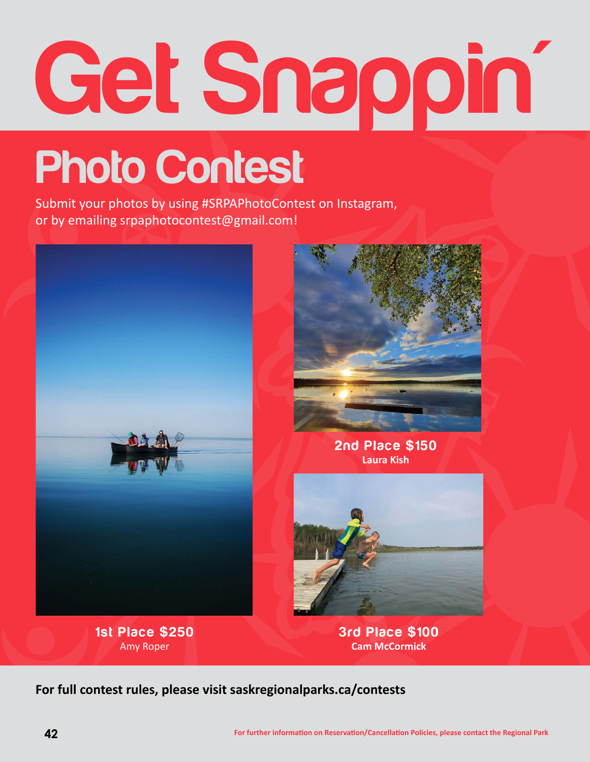# Get Snappin´

## Photo Contest

Submit your photos by using #SRPAPhotoContest on Instagram, or by emailing srpaphotocontest@gmail.com!

**1st Place $250**
Amy Roper

**2nd Place $150**
**Laura Kish**

**3rd Place $100**
**Cam McCormick**

**For full contest rules, please visit saskregionalparks.ca/contests**

For further information on Reservation/Cancellation Policies, please contact the Regional Park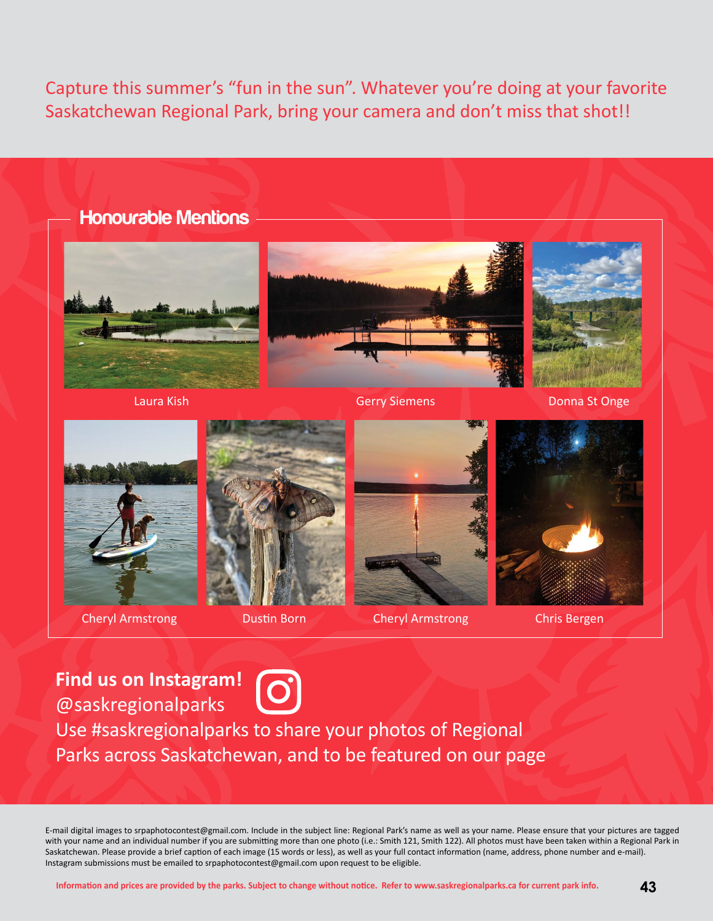Capture this summer's "fun in the sun". Whatever you're doing at your favorite Saskatchewan Regional Park, bring your camera and don't miss that shot!!

## Honourable Mentions

Laura Kish

Gerry Siemens

Donna St Onge

Cheryl Armstrong

Dustin Born

Cheryl Armstrong

Chris Bergen

**Find us on Instagram!**
@saskregionalparks
Use #saskregionalparks to share your photos of Regional Parks across Saskatchewan, and to be featured on our page

E-mail digital images to srpaphotocontest@gmail.com. Include in the subject line: Regional Park's name as well as your name. Please ensure that your pictures are tagged with your name and an individual number if you are submitting more than one photo (i.e.: Smith 121, Smith 122). All photos must have been taken within a Regional Park in Saskatchewan. Please provide a brief caption of each image (15 words or less), as well as your full contact information (name, address, phone number and e-mail). Instagram submissions must be emailed to srpaphotocontest@gmail.com upon request to be eligible.

**Information and prices are provided by the parks. Subject to change without notice. Refer to www.saskregionalparks.ca for current park info.**